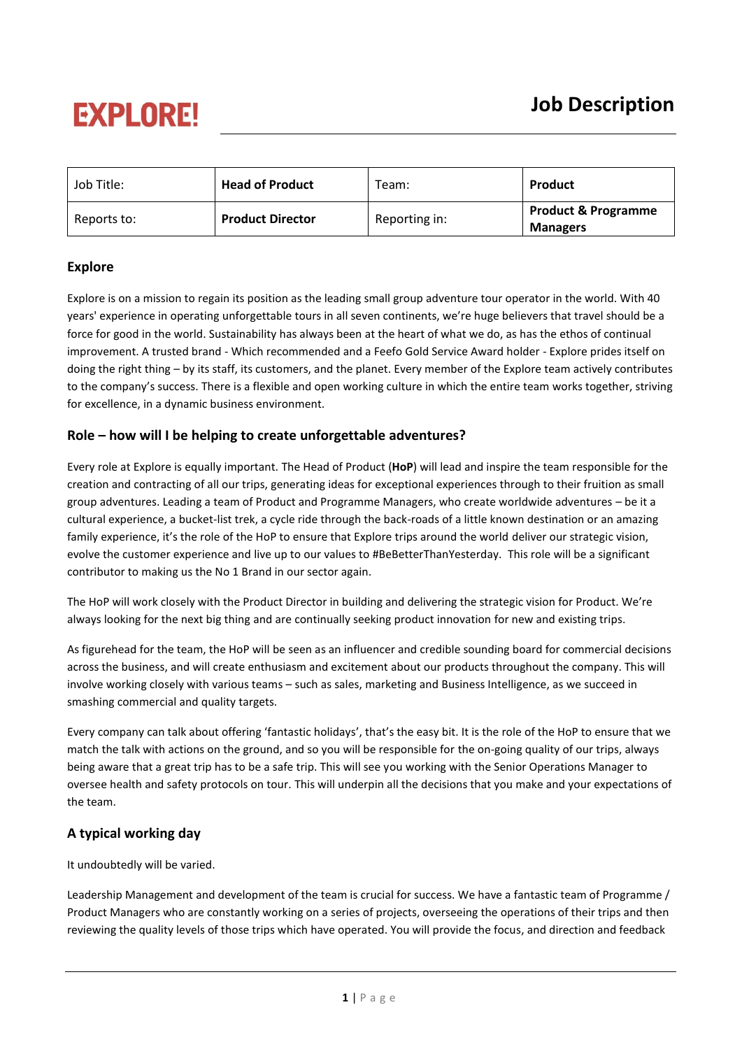EXPLORE!

# Job Description

| Job Title: | **Head of Product** | Team: | **Product** |
|---|---|---|---|
| Reports to: | **Product Director** | Reporting in: | **Product & Programme Managers** |

## Explore

Explore is on a mission to regain its position as the leading small group adventure tour operator in the world. With 40 years' experience in operating unforgettable tours in all seven continents, we're huge believers that travel should be a force for good in the world. Sustainability has always been at the heart of what we do, as has the ethos of continual improvement. A trusted brand - Which recommended and a Feefo Gold Service Award holder - Explore prides itself on doing the right thing – by its staff, its customers, and the planet. Every member of the Explore team actively contributes to the company's success. There is a flexible and open working culture in which the entire team works together, striving for excellence, in a dynamic business environment.

## Role – how will I be helping to create unforgettable adventures?

Every role at Explore is equally important. The Head of Product (**HoP**) will lead and inspire the team responsible for the creation and contracting of all our trips, generating ideas for exceptional experiences through to their fruition as small group adventures. Leading a team of Product and Programme Managers, who create worldwide adventures – be it a cultural experience, a bucket-list trek, a cycle ride through the back-roads of a little known destination or an amazing family experience, it's the role of the HoP to ensure that Explore trips around the world deliver our strategic vision, evolve the customer experience and live up to our values to #BeBetterThanYesterday. This role will be a significant contributor to making us the No 1 Brand in our sector again.

The HoP will work closely with the Product Director in building and delivering the strategic vision for Product. We're always looking for the next big thing and are continually seeking product innovation for new and existing trips.

As figurehead for the team, the HoP will be seen as an influencer and credible sounding board for commercial decisions across the business, and will create enthusiasm and excitement about our products throughout the company. This will involve working closely with various teams – such as sales, marketing and Business Intelligence, as we succeed in smashing commercial and quality targets.

Every company can talk about offering 'fantastic holidays', that's the easy bit. It is the role of the HoP to ensure that we match the talk with actions on the ground, and so you will be responsible for the on-going quality of our trips, always being aware that a great trip has to be a safe trip. This will see you working with the Senior Operations Manager to oversee health and safety protocols on tour. This will underpin all the decisions that you make and your expectations of the team.

## A typical working day

It undoubtedly will be varied.

Leadership Management and development of the team is crucial for success. We have a fantastic team of Programme / Product Managers who are constantly working on a series of projects, overseeing the operations of their trips and then reviewing the quality levels of those trips which have operated. You will provide the focus, and direction and feedback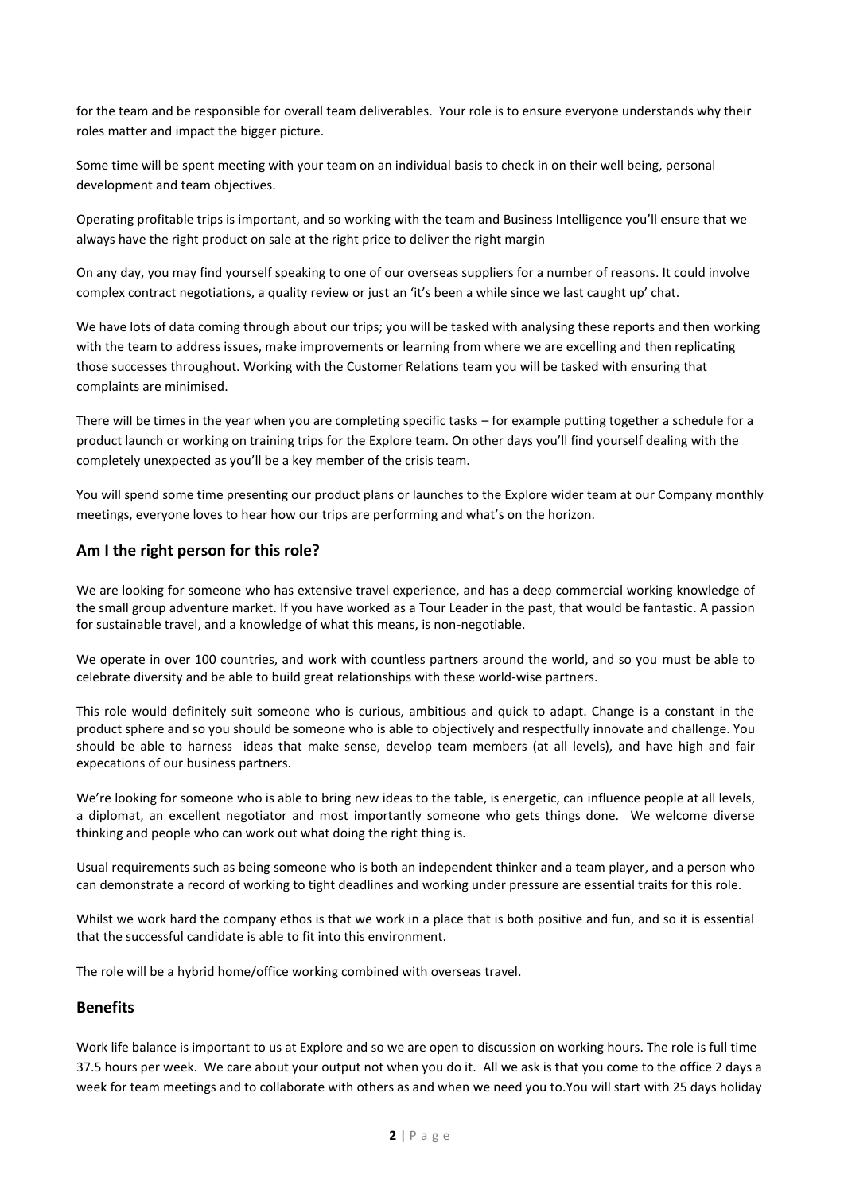for the team and be responsible for overall team deliverables. Your role is to ensure everyone understands why their roles matter and impact the bigger picture.

Some time will be spent meeting with your team on an individual basis to check in on their well being, personal development and team objectives.

Operating profitable trips is important, and so working with the team and Business Intelligence you'll ensure that we always have the right product on sale at the right price to deliver the right margin

On any day, you may find yourself speaking to one of our overseas suppliers for a number of reasons. It could involve complex contract negotiations, a quality review or just an 'it's been a while since we last caught up' chat.

We have lots of data coming through about our trips; you will be tasked with analysing these reports and then working with the team to address issues, make improvements or learning from where we are excelling and then replicating those successes throughout. Working with the Customer Relations team you will be tasked with ensuring that complaints are minimised.

There will be times in the year when you are completing specific tasks – for example putting together a schedule for a product launch or working on training trips for the Explore team. On other days you'll find yourself dealing with the completely unexpected as you'll be a key member of the crisis team.

You will spend some time presenting our product plans or launches to the Explore wider team at our Company monthly meetings, everyone loves to hear how our trips are performing and what's on the horizon.

## Am I the right person for this role?

We are looking for someone who has extensive travel experience, and has a deep commercial working knowledge of the small group adventure market. If you have worked as a Tour Leader in the past, that would be fantastic. A passion for sustainable travel, and a knowledge of what this means, is non-negotiable.

We operate in over 100 countries, and work with countless partners around the world, and so you must be able to celebrate diversity and be able to build great relationships with these world-wise partners.

This role would definitely suit someone who is curious, ambitious and quick to adapt. Change is a constant in the product sphere and so you should be someone who is able to objectively and respectfully innovate and challenge. You should be able to harness ideas that make sense, develop team members (at all levels), and have high and fair expecations of our business partners.

We're looking for someone who is able to bring new ideas to the table, is energetic, can influence people at all levels, a diplomat, an excellent negotiator and most importantly someone who gets things done. We welcome diverse thinking and people who can work out what doing the right thing is.

Usual requirements such as being someone who is both an independent thinker and a team player, and a person who can demonstrate a record of working to tight deadlines and working under pressure are essential traits for this role.

Whilst we work hard the company ethos is that we work in a place that is both positive and fun, and so it is essential that the successful candidate is able to fit into this environment.

The role will be a hybrid home/office working combined with overseas travel.

## Benefits

Work life balance is important to us at Explore and so we are open to discussion on working hours. The role is full time 37.5 hours per week. We care about your output not when you do it. All we ask is that you come to the office 2 days a week for team meetings and to collaborate with others as and when we need you to.You will start with 25 days holiday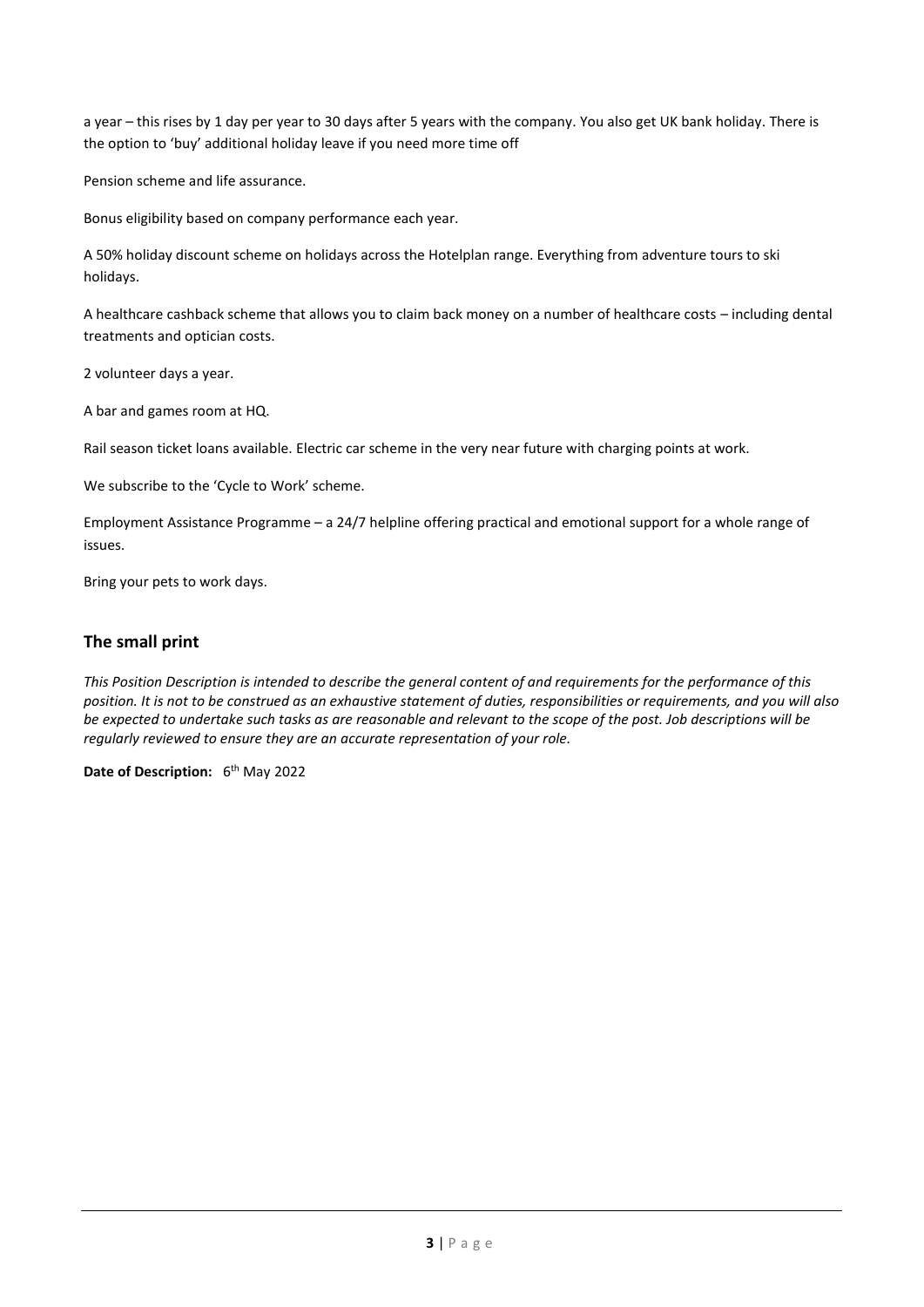a year – this rises by 1 day per year to 30 days after 5 years with the company. You also get UK bank holiday. There is the option to 'buy' additional holiday leave if you need more time off

Pension scheme and life assurance.

Bonus eligibility based on company performance each year.

A 50% holiday discount scheme on holidays across the Hotelplan range. Everything from adventure tours to ski holidays.

A healthcare cashback scheme that allows you to claim back money on a number of healthcare costs – including dental treatments and optician costs.

2 volunteer days a year.

A bar and games room at HQ.

Rail season ticket loans available. Electric car scheme in the very near future with charging points at work.

We subscribe to the 'Cycle to Work' scheme.

Employment Assistance Programme – a 24/7 helpline offering practical and emotional support for a whole range of issues.

Bring your pets to work days.

## The small print

*This Position Description is intended to describe the general content of and requirements for the performance of this position. It is not to be construed as an exhaustive statement of duties, responsibilities or requirements, and you will also be expected to undertake such tasks as are reasonable and relevant to the scope of the post. Job descriptions will be regularly reviewed to ensure they are an accurate representation of your role.*

**Date of Description:** 6th May 2022